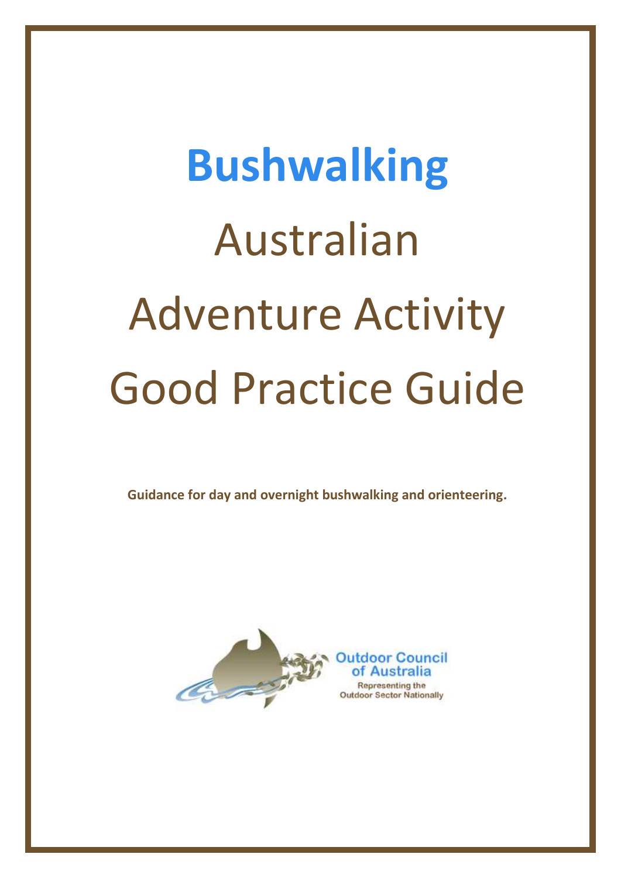# Bushwalking

# Australian Adventure Activity Good Practice Guide

**Guidance for day and overnight bushwalking and orienteering.**

Outdoor Council of Australia

Representing the Outdoor Sector Nationally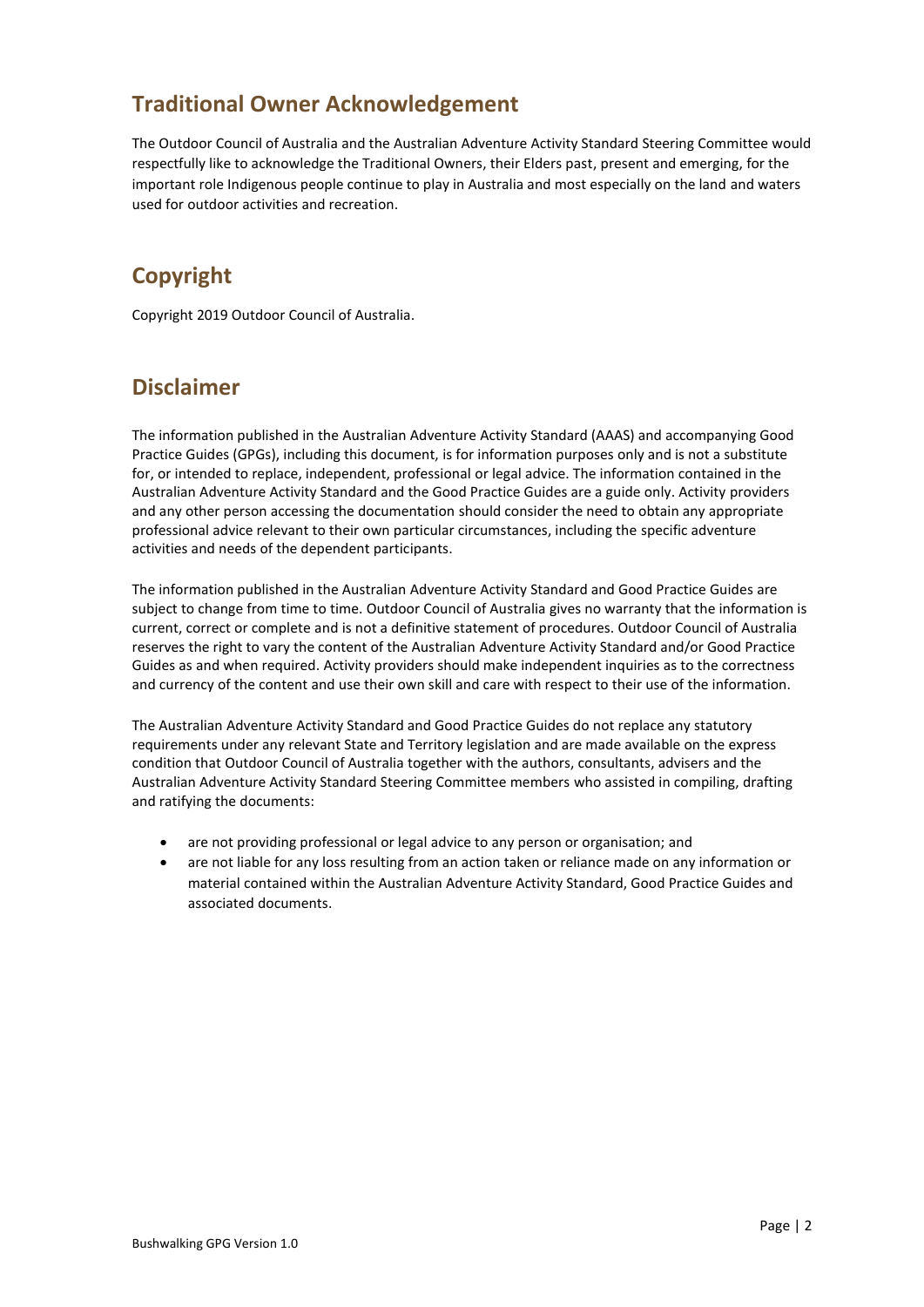## Traditional Owner Acknowledgement

The Outdoor Council of Australia and the Australian Adventure Activity Standard Steering Committee would respectfully like to acknowledge the Traditional Owners, their Elders past, present and emerging, for the important role Indigenous people continue to play in Australia and most especially on the land and waters used for outdoor activities and recreation.

## Copyright

Copyright 2019 Outdoor Council of Australia.

## Disclaimer

The information published in the Australian Adventure Activity Standard (AAAS) and accompanying Good Practice Guides (GPGs), including this document, is for information purposes only and is not a substitute for, or intended to replace, independent, professional or legal advice. The information contained in the Australian Adventure Activity Standard and the Good Practice Guides are a guide only. Activity providers and any other person accessing the documentation should consider the need to obtain any appropriate professional advice relevant to their own particular circumstances, including the specific adventure activities and needs of the dependent participants.

The information published in the Australian Adventure Activity Standard and Good Practice Guides are subject to change from time to time. Outdoor Council of Australia gives no warranty that the information is current, correct or complete and is not a definitive statement of procedures. Outdoor Council of Australia reserves the right to vary the content of the Australian Adventure Activity Standard and/or Good Practice Guides as and when required. Activity providers should make independent inquiries as to the correctness and currency of the content and use their own skill and care with respect to their use of the information.

The Australian Adventure Activity Standard and Good Practice Guides do not replace any statutory requirements under any relevant State and Territory legislation and are made available on the express condition that Outdoor Council of Australia together with the authors, consultants, advisers and the Australian Adventure Activity Standard Steering Committee members who assisted in compiling, drafting and ratifying the documents:

- are not providing professional or legal advice to any person or organisation; and
- are not liable for any loss resulting from an action taken or reliance made on any information or material contained within the Australian Adventure Activity Standard, Good Practice Guides and associated documents.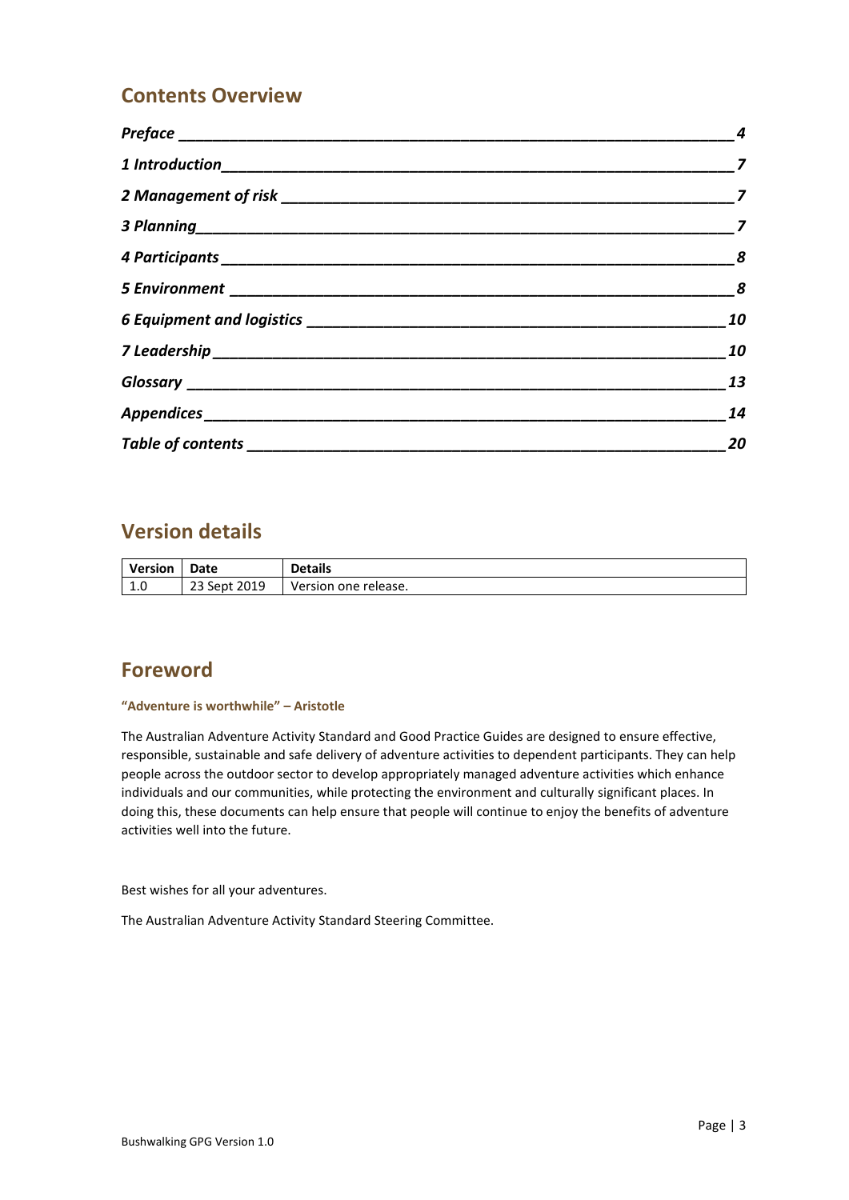## Contents Overview

*Preface* ____ *4*

*1 Introduction* ____ *7*

*2 Management of risk* ____ *7*

*3 Planning* ____ *7*

*4 Participants* ____ *8*

*5 Environment* ____ *8*

*6 Equipment and logistics* ____ *10*

*7 Leadership* ____ *10*

*Glossary* ____ *13*

*Appendices* ____ *14*

*Table of contents* ____ *20*

## Version details

| Version | Date | Details |
|---|---|---|
| 1.0 | 23 Sept 2019 | Version one release. |

## Foreword

#### "Adventure is worthwhile" – Aristotle

The Australian Adventure Activity Standard and Good Practice Guides are designed to ensure effective, responsible, sustainable and safe delivery of adventure activities to dependent participants. They can help people across the outdoor sector to develop appropriately managed adventure activities which enhance individuals and our communities, while protecting the environment and culturally significant places. In doing this, these documents can help ensure that people will continue to enjoy the benefits of adventure activities well into the future.

Best wishes for all your adventures.

The Australian Adventure Activity Standard Steering Committee.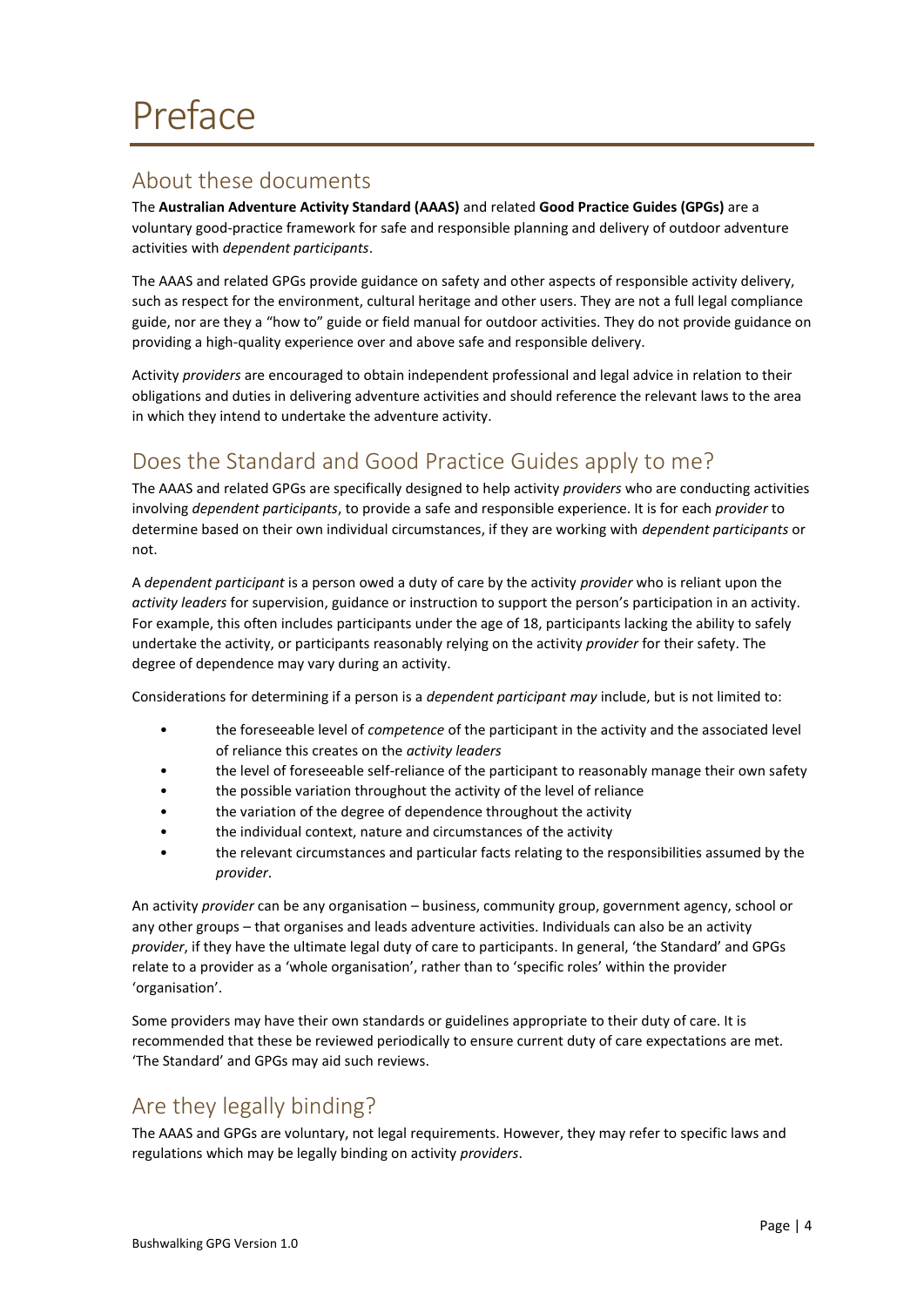# Preface

## About these documents

The **Australian Adventure Activity Standard (AAAS)** and related **Good Practice Guides (GPGs)** are a voluntary good-practice framework for safe and responsible planning and delivery of outdoor adventure activities with *dependent participants*.

The AAAS and related GPGs provide guidance on safety and other aspects of responsible activity delivery, such as respect for the environment, cultural heritage and other users. They are not a full legal compliance guide, nor are they a "how to" guide or field manual for outdoor activities. They do not provide guidance on providing a high-quality experience over and above safe and responsible delivery.

Activity *providers* are encouraged to obtain independent professional and legal advice in relation to their obligations and duties in delivering adventure activities and should reference the relevant laws to the area in which they intend to undertake the adventure activity.

## Does the Standard and Good Practice Guides apply to me?

The AAAS and related GPGs are specifically designed to help activity *providers* who are conducting activities involving *dependent participants*, to provide a safe and responsible experience. It is for each *provider* to determine based on their own individual circumstances, if they are working with *dependent participants* or not.

A *dependent participant* is a person owed a duty of care by the activity *provider* who is reliant upon the *activity leaders* for supervision, guidance or instruction to support the person's participation in an activity. For example, this often includes participants under the age of 18, participants lacking the ability to safely undertake the activity, or participants reasonably relying on the activity *provider* for their safety. The degree of dependence may vary during an activity.

Considerations for determining if a person is a *dependent participant may* include, but is not limited to:

- the foreseeable level of *competence* of the participant in the activity and the associated level of reliance this creates on the *activity leaders*
- the level of foreseeable self-reliance of the participant to reasonably manage their own safety
- the possible variation throughout the activity of the level of reliance
- the variation of the degree of dependence throughout the activity
- the individual context, nature and circumstances of the activity
- the relevant circumstances and particular facts relating to the responsibilities assumed by the *provider*.

An activity *provider* can be any organisation – business, community group, government agency, school or any other groups – that organises and leads adventure activities. Individuals can also be an activity *provider*, if they have the ultimate legal duty of care to participants. In general, 'the Standard' and GPGs relate to a provider as a 'whole organisation', rather than to 'specific roles' within the provider 'organisation'.

Some providers may have their own standards or guidelines appropriate to their duty of care. It is recommended that these be reviewed periodically to ensure current duty of care expectations are met. 'The Standard' and GPGs may aid such reviews.

## Are they legally binding?

The AAAS and GPGs are voluntary, not legal requirements. However, they may refer to specific laws and regulations which may be legally binding on activity *providers*.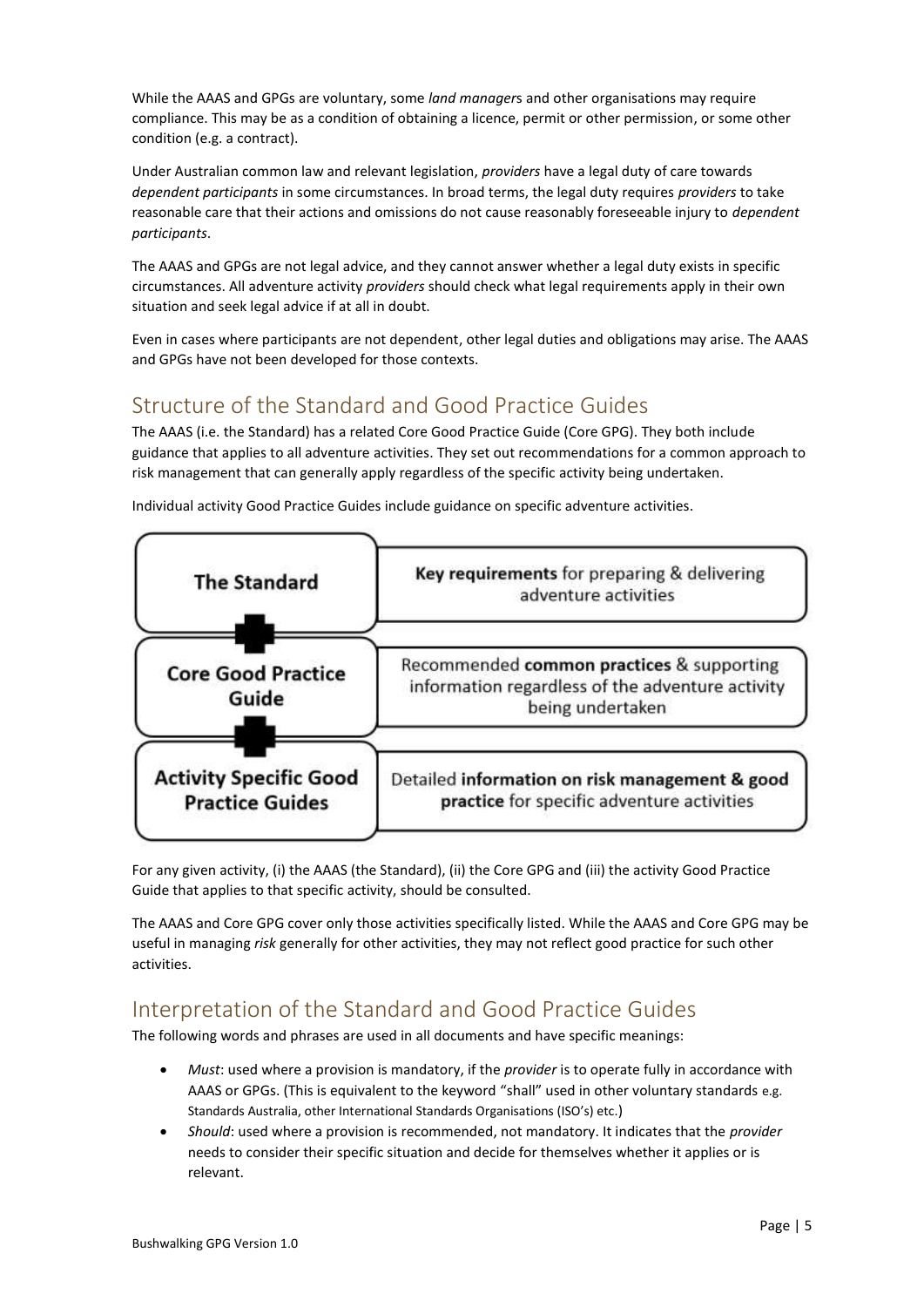While the AAAS and GPGs are voluntary, some *land manager*s and other organisations may require compliance. This may be as a condition of obtaining a licence, permit or other permission, or some other condition (e.g. a contract).

Under Australian common law and relevant legislation, *providers* have a legal duty of care towards *dependent participants* in some circumstances. In broad terms, the legal duty requires *providers* to take reasonable care that their actions and omissions do not cause reasonably foreseeable injury to *dependent participants*.

The AAAS and GPGs are not legal advice, and they cannot answer whether a legal duty exists in specific circumstances. All adventure activity *providers* should check what legal requirements apply in their own situation and seek legal advice if at all in doubt.

Even in cases where participants are not dependent, other legal duties and obligations may arise. The AAAS and GPGs have not been developed for those contexts.

## Structure of the Standard and Good Practice Guides

The AAAS (i.e. the Standard) has a related Core Good Practice Guide (Core GPG). They both include guidance that applies to all adventure activities. They set out recommendations for a common approach to risk management that can generally apply regardless of the specific activity being undertaken.

Individual activity Good Practice Guides include guidance on specific adventure activities.

| | |
|---|---|
| **The Standard** | **Key requirements** for preparing & delivering adventure activities |
| **Core Good Practice Guide** | Recommended **common practices** & supporting information regardless of the adventure activity being undertaken |
| **Activity Specific Good Practice Guides** | Detailed **information on risk management & good practice** for specific adventure activities |

For any given activity, (i) the AAAS (the Standard), (ii) the Core GPG and (iii) the activity Good Practice Guide that applies to that specific activity, should be consulted.

The AAAS and Core GPG cover only those activities specifically listed. While the AAAS and Core GPG may be useful in managing *risk* generally for other activities, they may not reflect good practice for such other activities.

## Interpretation of the Standard and Good Practice Guides

The following words and phrases are used in all documents and have specific meanings:

- *Must*: used where a provision is mandatory, if the *provider* is to operate fully in accordance with AAAS or GPGs. (This is equivalent to the keyword "shall" used in other voluntary standards e.g. Standards Australia, other International Standards Organisations (ISO's) etc.)
- *Should*: used where a provision is recommended, not mandatory. It indicates that the *provider* needs to consider their specific situation and decide for themselves whether it applies or is relevant.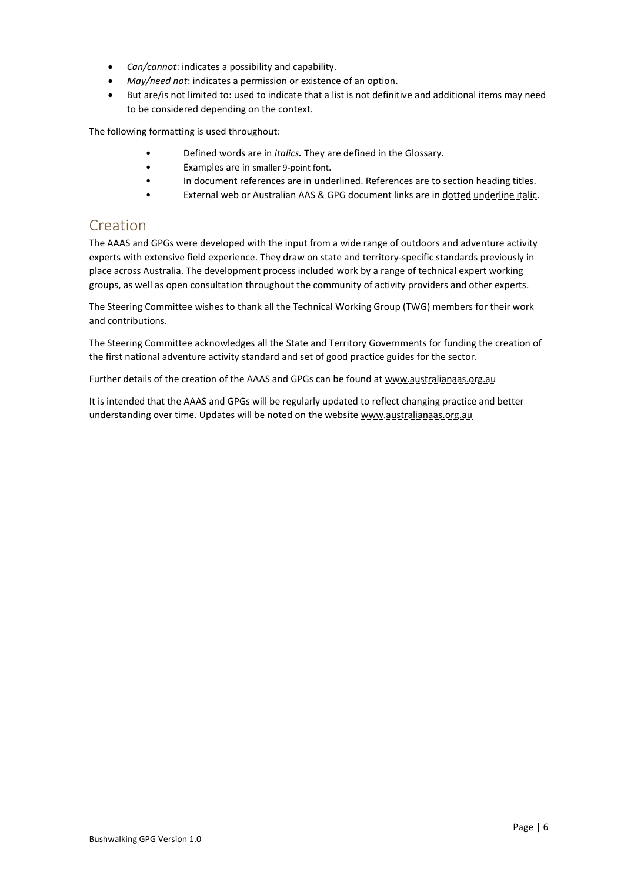- *Can/cannot*: indicates a possibility and capability.
- *May/need not*: indicates a permission or existence of an option.
- But are/is not limited to: used to indicate that a list is not definitive and additional items may need to be considered depending on the context.

The following formatting is used throughout:

- Defined words are in *italics.* They are defined in the Glossary.
- Examples are in smaller 9-point font.
- In document references are in underlined. References are to section heading titles.
- External web or Australian AAS & GPG document links are in *dotted underline italic*.

## Creation

The AAAS and GPGs were developed with the input from a wide range of outdoors and adventure activity experts with extensive field experience. They draw on state and territory-specific standards previously in place across Australia. The development process included work by a range of technical expert working groups, as well as open consultation throughout the community of activity providers and other experts.

The Steering Committee wishes to thank all the Technical Working Group (TWG) members for their work and contributions.

The Steering Committee acknowledges all the State and Territory Governments for funding the creation of the first national adventure activity standard and set of good practice guides for the sector.

Further details of the creation of the AAAS and GPGs can be found at www.australianaas.org.au

It is intended that the AAAS and GPGs will be regularly updated to reflect changing practice and better understanding over time. Updates will be noted on the website www.australianaas.org.au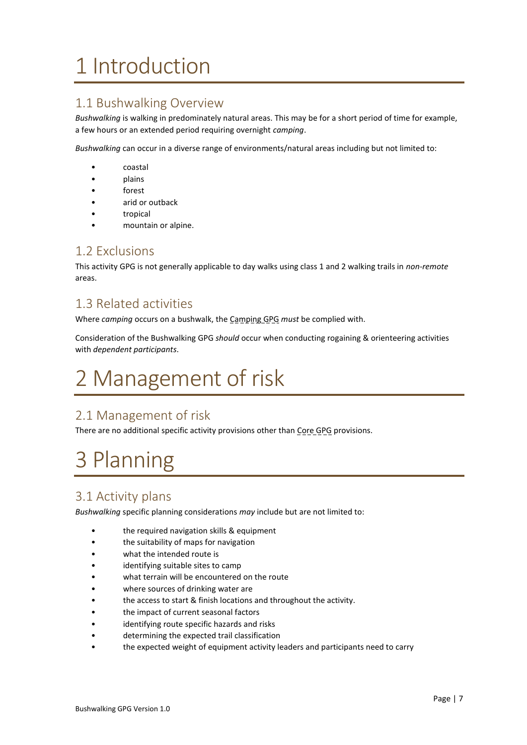# 1 Introduction

## 1.1 Bushwalking Overview

*Bushwalking* is walking in predominately natural areas. This may be for a short period of time for example, a few hours or an extended period requiring overnight *camping*.

*Bushwalking* can occur in a diverse range of environments/natural areas including but not limited to:

- coastal
- plains
- forest
- arid or outback
- tropical
- mountain or alpine.

## 1.2 Exclusions

This activity GPG is not generally applicable to day walks using class 1 and 2 walking trails in *non-remote* areas.

## 1.3 Related activities

Where *camping* occurs on a bushwalk, the Camping GPG *must* be complied with.

Consideration of the Bushwalking GPG *should* occur when conducting rogaining & orienteering activities with *dependent participants*.

# 2 Management of risk

## 2.1 Management of risk

There are no additional specific activity provisions other than Core GPG provisions.

# 3 Planning

## 3.1 Activity plans

*Bushwalking* specific planning considerations *may* include but are not limited to:

- the required navigation skills & equipment
- the suitability of maps for navigation
- what the intended route is
- identifying suitable sites to camp
- what terrain will be encountered on the route
- where sources of drinking water are
- the access to start & finish locations and throughout the activity.
- the impact of current seasonal factors
- identifying route specific hazards and risks
- determining the expected trail classification
- the expected weight of equipment activity leaders and participants need to carry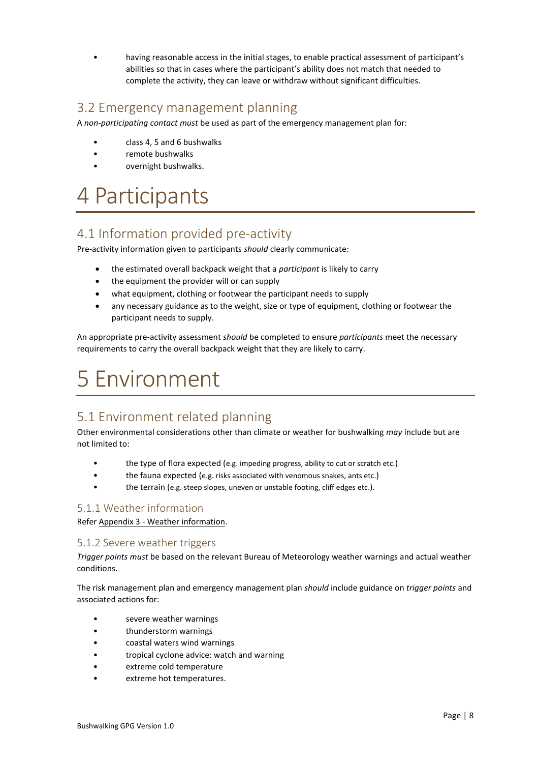- having reasonable access in the initial stages, to enable practical assessment of participant's abilities so that in cases where the participant's ability does not match that needed to complete the activity, they can leave or withdraw without significant difficulties.

## 3.2 Emergency management planning

A *non-participating contact must* be used as part of the emergency management plan for:

- class 4, 5 and 6 bushwalks
- remote bushwalks
- overnight bushwalks.

# 4 Participants

## 4.1 Information provided pre-activity

Pre-activity information given to participants *should* clearly communicate:

- the estimated overall backpack weight that a *participant* is likely to carry
- the equipment the provider will or can supply
- what equipment, clothing or footwear the participant needs to supply
- any necessary guidance as to the weight, size or type of equipment, clothing or footwear the participant needs to supply.

An appropriate pre-activity assessment *should* be completed to ensure *participants* meet the necessary requirements to carry the overall backpack weight that they are likely to carry.

# 5 Environment

## 5.1 Environment related planning

Other environmental considerations other than climate or weather for bushwalking *may* include but are not limited to:

- the type of flora expected (e.g. impeding progress, ability to cut or scratch etc.)
- the fauna expected (e.g. risks associated with venomous snakes, ants etc.)
- the terrain (e.g. steep slopes, uneven or unstable footing, cliff edges etc.).

### 5.1.1 Weather information

Refer Appendix 3 - Weather information.

### 5.1.2 Severe weather triggers

*Trigger points must* be based on the relevant Bureau of Meteorology weather warnings and actual weather conditions.

The risk management plan and emergency management plan *should* include guidance on *trigger points* and associated actions for:

- severe weather warnings
- thunderstorm warnings
- coastal waters wind warnings
- tropical cyclone advice: watch and warning
- extreme cold temperature
- extreme hot temperatures.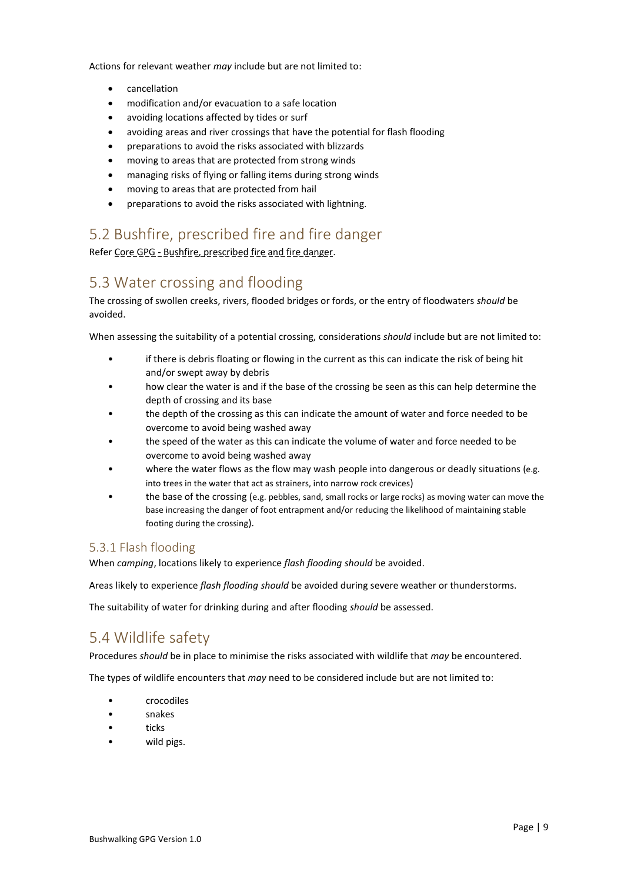Actions for relevant weather *may* include but are not limited to:

- cancellation
- modification and/or evacuation to a safe location
- avoiding locations affected by tides or surf
- avoiding areas and river crossings that have the potential for flash flooding
- preparations to avoid the risks associated with blizzards
- moving to areas that are protected from strong winds
- managing risks of flying or falling items during strong winds
- moving to areas that are protected from hail
- preparations to avoid the risks associated with lightning.

## 5.2 Bushfire, prescribed fire and fire danger

Refer Core GPG - Bushfire, prescribed fire and fire danger.

## 5.3 Water crossing and flooding

The crossing of swollen creeks, rivers, flooded bridges or fords, or the entry of floodwaters *should* be avoided.

When assessing the suitability of a potential crossing, considerations *should* include but are not limited to:

- if there is debris floating or flowing in the current as this can indicate the risk of being hit and/or swept away by debris
- how clear the water is and if the base of the crossing be seen as this can help determine the depth of crossing and its base
- the depth of the crossing as this can indicate the amount of water and force needed to be overcome to avoid being washed away
- the speed of the water as this can indicate the volume of water and force needed to be overcome to avoid being washed away
- where the water flows as the flow may wash people into dangerous or deadly situations (e.g. into trees in the water that act as strainers, into narrow rock crevices)
- the base of the crossing (e.g. pebbles, sand, small rocks or large rocks) as moving water can move the base increasing the danger of foot entrapment and/or reducing the likelihood of maintaining stable footing during the crossing).

### 5.3.1 Flash flooding

When *camping*, locations likely to experience *flash flooding should* be avoided.

Areas likely to experience *flash flooding should* be avoided during severe weather or thunderstorms.

The suitability of water for drinking during and after flooding *should* be assessed.

## 5.4 Wildlife safety

Procedures *should* be in place to minimise the risks associated with wildlife that *may* be encountered.

The types of wildlife encounters that *may* need to be considered include but are not limited to:

- crocodiles
- snakes
- ticks
- wild pigs.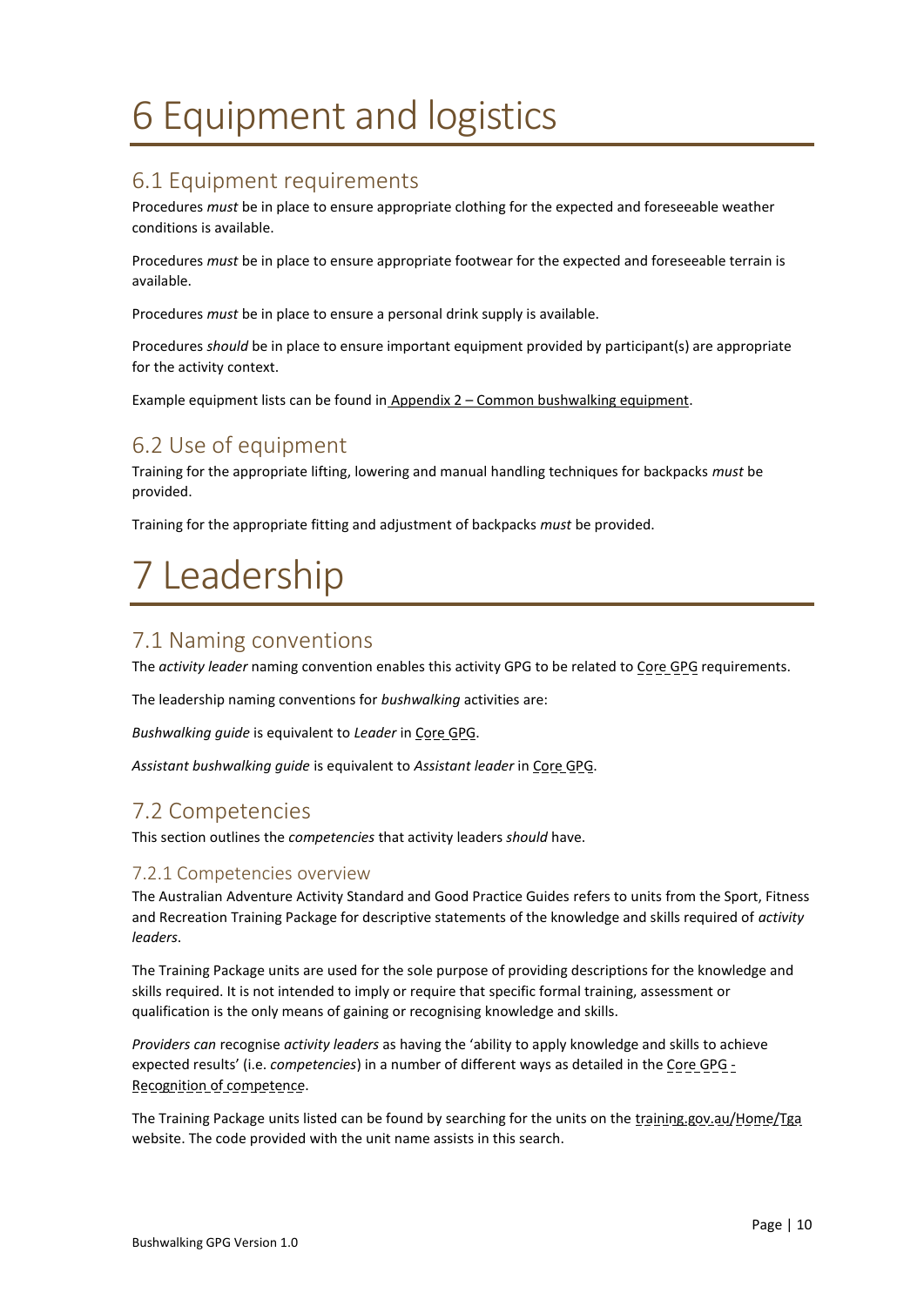# 6 Equipment and logistics

## 6.1 Equipment requirements

Procedures *must* be in place to ensure appropriate clothing for the expected and foreseeable weather conditions is available.

Procedures *must* be in place to ensure appropriate footwear for the expected and foreseeable terrain is available.

Procedures *must* be in place to ensure a personal drink supply is available.

Procedures *should* be in place to ensure important equipment provided by participant(s) are appropriate for the activity context.

Example equipment lists can be found in Appendix 2 – Common bushwalking equipment.

## 6.2 Use of equipment

Training for the appropriate lifting, lowering and manual handling techniques for backpacks *must* be provided.

Training for the appropriate fitting and adjustment of backpacks *must* be provided.

# 7 Leadership

## 7.1 Naming conventions

The *activity leader* naming convention enables this activity GPG to be related to Core GPG requirements.

The leadership naming conventions for *bushwalking* activities are:

*Bushwalking guide* is equivalent to *Leader* in Core GPG.

*Assistant bushwalking guide* is equivalent to *Assistant leader* in Core GPG.

## 7.2 Competencies

This section outlines the *competencies* that activity leaders *should* have.

### 7.2.1 Competencies overview

The Australian Adventure Activity Standard and Good Practice Guides refers to units from the Sport, Fitness and Recreation Training Package for descriptive statements of the knowledge and skills required of *activity leaders*.

The Training Package units are used for the sole purpose of providing descriptions for the knowledge and skills required. It is not intended to imply or require that specific formal training, assessment or qualification is the only means of gaining or recognising knowledge and skills.

*Providers can* recognise *activity leaders* as having the 'ability to apply knowledge and skills to achieve expected results' (i.e. *competencies*) in a number of different ways as detailed in the Core GPG - Recognition of competence.

The Training Package units listed can be found by searching for the units on the training.gov.au/Home/Tga website. The code provided with the unit name assists in this search.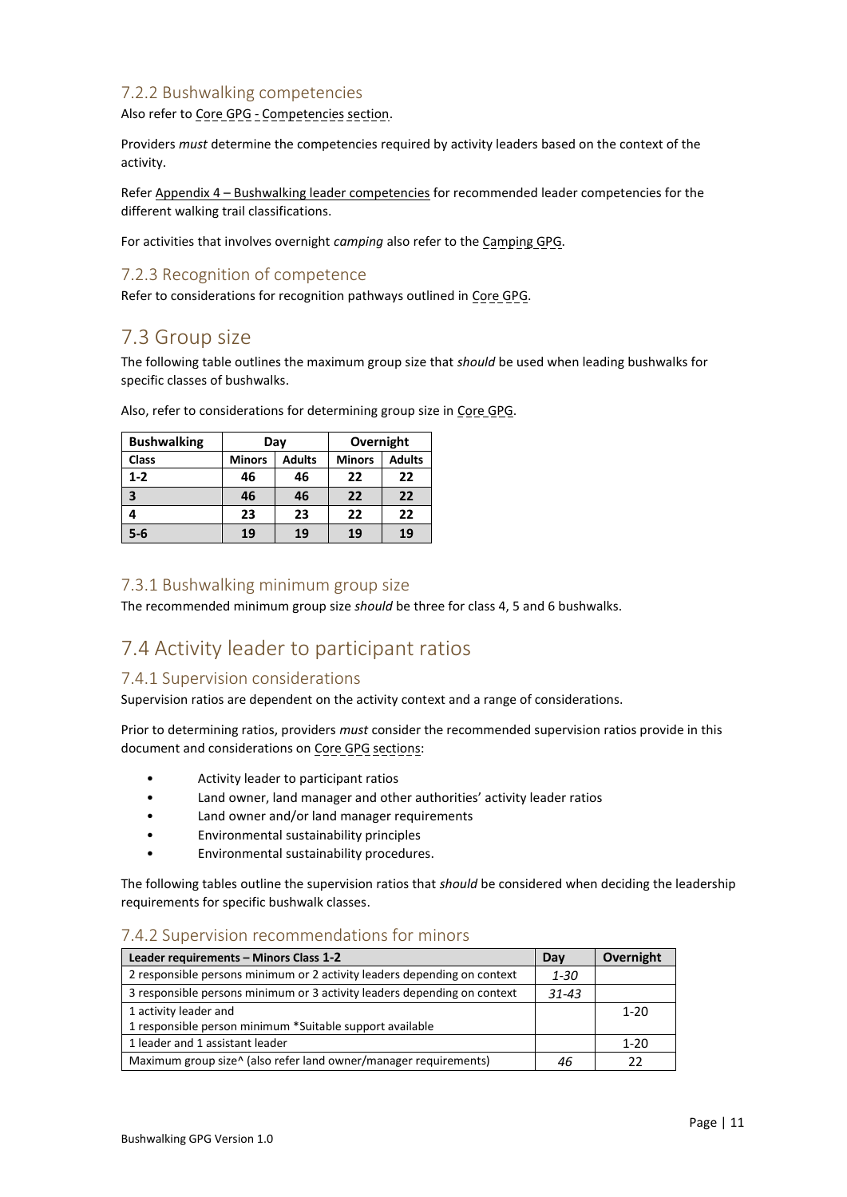### 7.2.2 Bushwalking competencies

Also refer to Core GPG - Competencies section.

Providers *must* determine the competencies required by activity leaders based on the context of the activity.

Refer Appendix 4 – Bushwalking leader competencies for recommended leader competencies for the different walking trail classifications.

For activities that involves overnight *camping* also refer to the Camping GPG.

### 7.2.3 Recognition of competence

Refer to considerations for recognition pathways outlined in Core GPG.

## 7.3 Group size

The following table outlines the maximum group size that *should* be used when leading bushwalks for specific classes of bushwalks.

Also, refer to considerations for determining group size in Core GPG.

| Bushwalking | Day | | Overnight | |
|---|---|---|---|---|
| Class | Minors | Adults | Minors | Adults |
| **1-2** | **46** | **46** | **22** | **22** |
| **3** | **46** | **46** | **22** | **22** |
| **4** | **23** | **23** | **22** | **22** |
| **5-6** | **19** | **19** | **19** | **19** |

### 7.3.1 Bushwalking minimum group size

The recommended minimum group size *should* be three for class 4, 5 and 6 bushwalks.

## 7.4 Activity leader to participant ratios

### 7.4.1 Supervision considerations

Supervision ratios are dependent on the activity context and a range of considerations.

Prior to determining ratios, providers *must* consider the recommended supervision ratios provide in this document and considerations on Core GPG sections:

- Activity leader to participant ratios
- Land owner, land manager and other authorities' activity leader ratios
- Land owner and/or land manager requirements
- Environmental sustainability principles
- Environmental sustainability procedures.

The following tables outline the supervision ratios that *should* be considered when deciding the leadership requirements for specific bushwalk classes.

### 7.4.2 Supervision recommendations for minors

| Leader requirements – Minors Class 1-2 | Day | Overnight |
|---|---|---|
| 2 responsible persons minimum or 2 activity leaders depending on context | *1-30* | |
| 3 responsible persons minimum or 3 activity leaders depending on context | *31-43* | |
| 1 activity leader and<br>1 responsible person minimum *Suitable support available | | 1-20 |
| 1 leader and 1 assistant leader | | 1-20 |
| Maximum group size^ (also refer land owner/manager requirements) | *46* | 22 |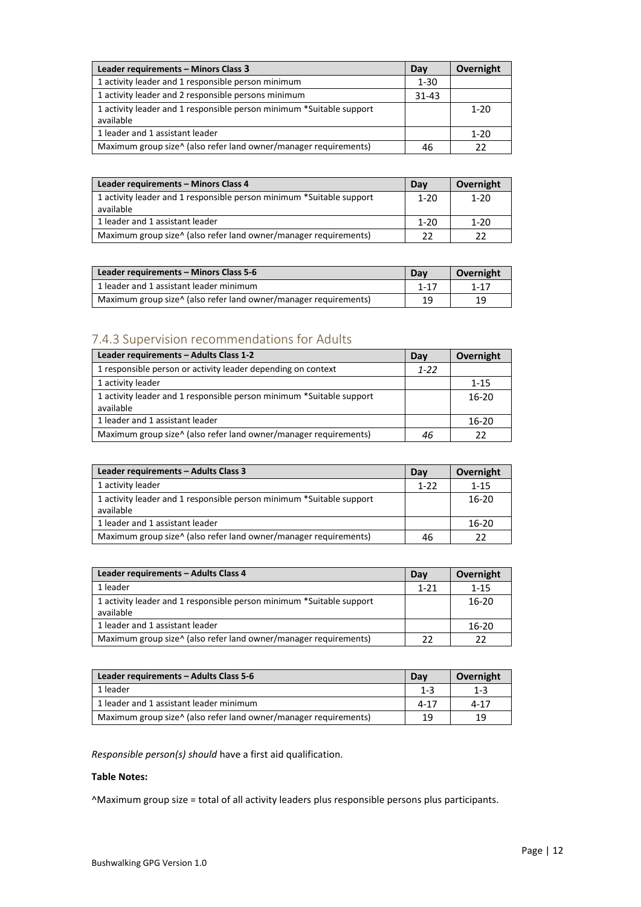| Leader requirements – Minors Class 3 | Day | Overnight |
| --- | --- | --- |
| 1 activity leader and 1 responsible person minimum | 1-30 | |
| 1 activity leader and 2 responsible persons minimum | 31-43 | |
| 1 activity leader and 1 responsible person minimum *Suitable support available | | 1-20 |
| 1 leader and 1 assistant leader | | 1-20 |
| Maximum group size^ (also refer land owner/manager requirements) | 46 | 22 |

| Leader requirements – Minors Class 4 | Day | Overnight |
| --- | --- | --- |
| 1 activity leader and 1 responsible person minimum *Suitable support available | 1-20 | 1-20 |
| 1 leader and 1 assistant leader | 1-20 | 1-20 |
| Maximum group size^ (also refer land owner/manager requirements) | 22 | 22 |

| Leader requirements – Minors Class 5-6 | Day | Overnight |
| --- | --- | --- |
| 1 leader and 1 assistant leader minimum | 1-17 | 1-17 |
| Maximum group size^ (also refer land owner/manager requirements) | 19 | 19 |

### 7.4.3 Supervision recommendations for Adults

| Leader requirements – Adults Class 1-2 | Day | Overnight |
| --- | --- | --- |
| 1 responsible person or activity leader depending on context | *1-22* | |
| 1 activity leader | | 1-15 |
| 1 activity leader and 1 responsible person minimum *Suitable support available | | 16-20 |
| 1 leader and 1 assistant leader | | 16-20 |
| Maximum group size^ (also refer land owner/manager requirements) | *46* | 22 |

| Leader requirements – Adults Class 3 | Day | Overnight |
| --- | --- | --- |
| 1 activity leader | 1-22 | 1-15 |
| 1 activity leader and 1 responsible person minimum *Suitable support available | | 16-20 |
| 1 leader and 1 assistant leader | | 16-20 |
| Maximum group size^ (also refer land owner/manager requirements) | 46 | 22 |

| Leader requirements – Adults Class 4 | Day | Overnight |
| --- | --- | --- |
| 1 leader | 1-21 | 1-15 |
| 1 activity leader and 1 responsible person minimum *Suitable support available | | 16-20 |
| 1 leader and 1 assistant leader | | 16-20 |
| Maximum group size^ (also refer land owner/manager requirements) | 22 | 22 |

| Leader requirements – Adults Class 5-6 | Day | Overnight |
| --- | --- | --- |
| 1 leader | 1-3 | 1-3 |
| 1 leader and 1 assistant leader minimum | 4-17 | 4-17 |
| Maximum group size^ (also refer land owner/manager requirements) | 19 | 19 |

*Responsible person(s) should* have a first aid qualification.

**Table Notes:**

^Maximum group size = total of all activity leaders plus responsible persons plus participants.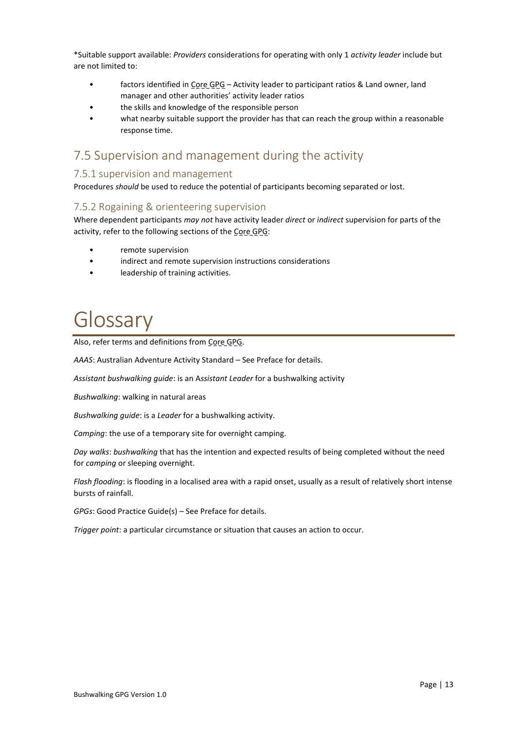*Suitable support available: *Providers* considerations for operating with only 1 *activity leader* include but are not limited to:

- factors identified in Core GPG – Activity leader to participant ratios & Land owner, land manager and other authorities' activity leader ratios
- the skills and knowledge of the responsible person
- what nearby suitable support the provider has that can reach the group within a reasonable response time.

## 7.5 Supervision and management during the activity

### 7.5.1 supervision and management

Procedures *should* be used to reduce the potential of participants becoming separated or lost.

### 7.5.2 Rogaining & orienteering supervision

Where dependent participants *may not* have activity leader *direct* or *indirect* supervision for parts of the activity, refer to the following sections of the Core GPG:

- remote supervision
- indirect and remote supervision instructions considerations
- leadership of training activities.

# Glossary

Also, refer terms and definitions from Core GPG.

*AAAS*: Australian Adventure Activity Standard – See Preface for details.

*Assistant bushwalking guide*: is an A*ssistant Leader* for a bushwalking activity

*Bushwalking*: walking in natural areas

*Bushwalking guide*: is a *Leader* for a bushwalking activity.

*Camping*: the use of a temporary site for overnight camping.

*Day walks*: *bushwalking* that has the intention and expected results of being completed without the need for *camping* or sleeping overnight.

*Flash flooding*: is flooding in a localised area with a rapid onset, usually as a result of relatively short intense bursts of rainfall.

*GPGs*: Good Practice Guide(s) – See Preface for details.

*Trigger point*: a particular circumstance or situation that causes an action to occur.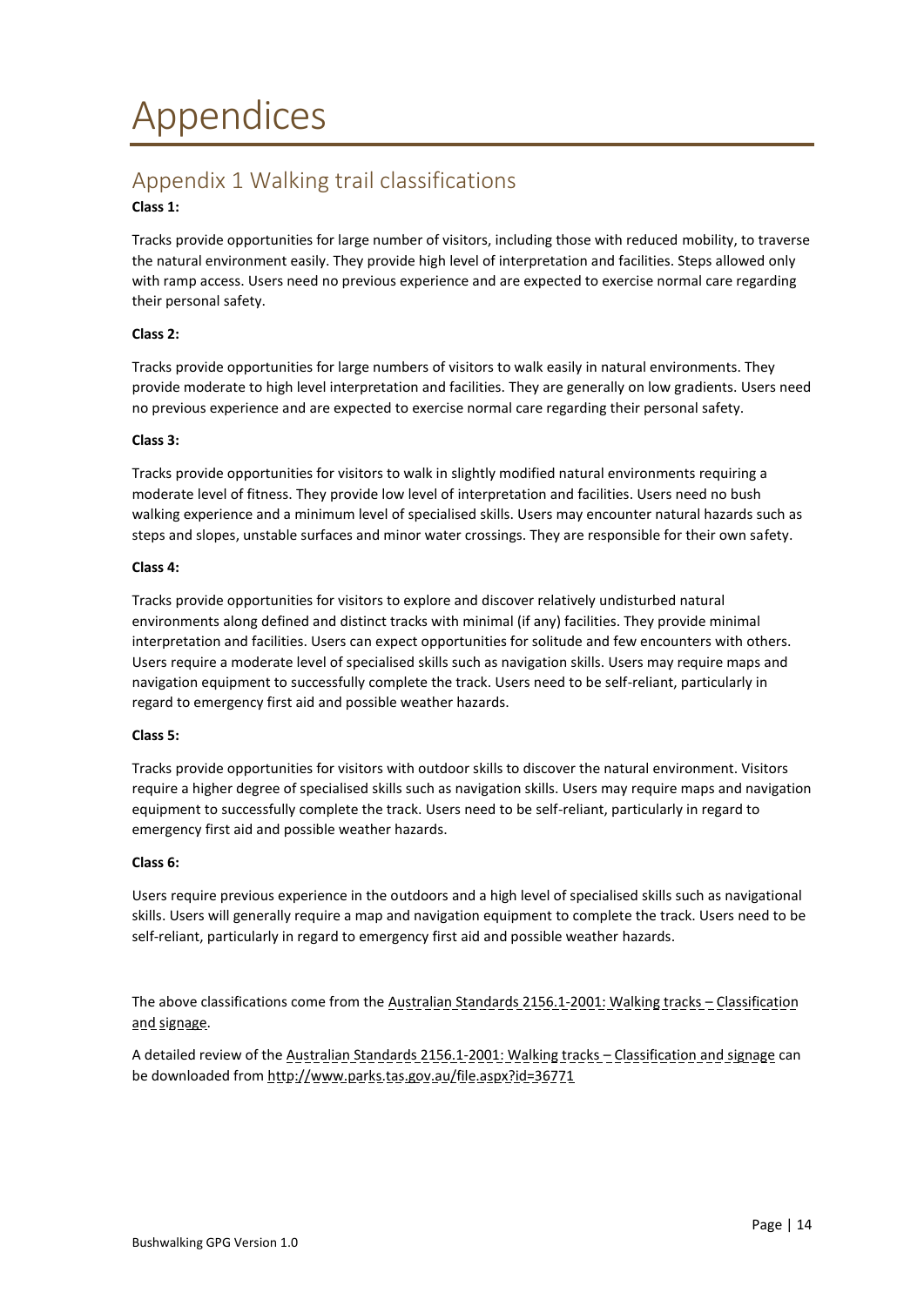# Appendices

## Appendix 1 Walking trail classifications

**Class 1:**

Tracks provide opportunities for large number of visitors, including those with reduced mobility, to traverse the natural environment easily. They provide high level of interpretation and facilities. Steps allowed only with ramp access. Users need no previous experience and are expected to exercise normal care regarding their personal safety.

**Class 2:**

Tracks provide opportunities for large numbers of visitors to walk easily in natural environments. They provide moderate to high level interpretation and facilities. They are generally on low gradients. Users need no previous experience and are expected to exercise normal care regarding their personal safety.

**Class 3:**

Tracks provide opportunities for visitors to walk in slightly modified natural environments requiring a moderate level of fitness. They provide low level of interpretation and facilities. Users need no bush walking experience and a minimum level of specialised skills. Users may encounter natural hazards such as steps and slopes, unstable surfaces and minor water crossings. They are responsible for their own safety.

**Class 4:**

Tracks provide opportunities for visitors to explore and discover relatively undisturbed natural environments along defined and distinct tracks with minimal (if any) facilities. They provide minimal interpretation and facilities. Users can expect opportunities for solitude and few encounters with others. Users require a moderate level of specialised skills such as navigation skills. Users may require maps and navigation equipment to successfully complete the track. Users need to be self-reliant, particularly in regard to emergency first aid and possible weather hazards.

**Class 5:**

Tracks provide opportunities for visitors with outdoor skills to discover the natural environment. Visitors require a higher degree of specialised skills such as navigation skills. Users may require maps and navigation equipment to successfully complete the track. Users need to be self-reliant, particularly in regard to emergency first aid and possible weather hazards.

**Class 6:**

Users require previous experience in the outdoors and a high level of specialised skills such as navigational skills. Users will generally require a map and navigation equipment to complete the track. Users need to be self-reliant, particularly in regard to emergency first aid and possible weather hazards.

The above classifications come from the Australian Standards 2156.1-2001: Walking tracks – Classification and signage.

A detailed review of the Australian Standards 2156.1-2001: Walking tracks – Classification and signage can be downloaded from http://www.parks.tas.gov.au/file.aspx?id=36771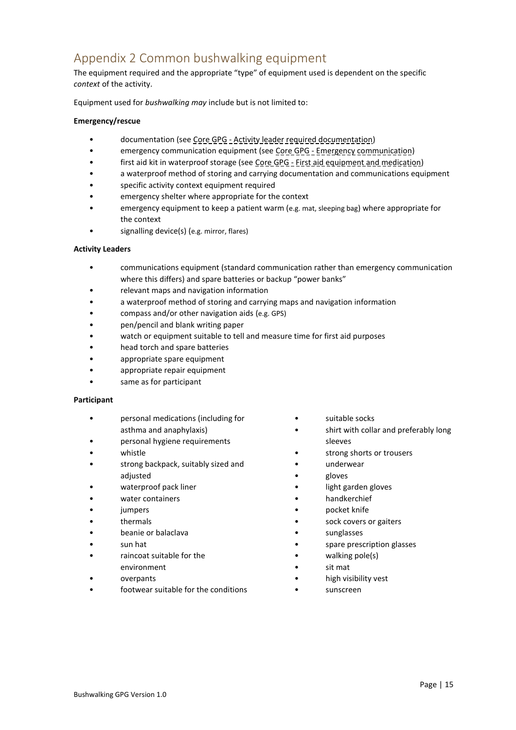## Appendix 2 Common bushwalking equipment

The equipment required and the appropriate "type" of equipment used is dependent on the specific *context* of the activity.

Equipment used for *bushwalking may* include but is not limited to:

**Emergency/rescue**

- documentation (see Core GPG - Activity leader required documentation)
- emergency communication equipment (see Core GPG - Emergency communication)
- first aid kit in waterproof storage (see Core GPG - First aid equipment and medication)
- a waterproof method of storing and carrying documentation and communications equipment
- specific activity context equipment required
- emergency shelter where appropriate for the context
- emergency equipment to keep a patient warm (e.g. mat, sleeping bag) where appropriate for the context
- signalling device(s) (e.g. mirror, flares)

**Activity Leaders**

- communications equipment (standard communication rather than emergency communication where this differs) and spare batteries or backup "power banks"
- relevant maps and navigation information
- a waterproof method of storing and carrying maps and navigation information
- compass and/or other navigation aids (e.g. GPS)
- pen/pencil and blank writing paper
- watch or equipment suitable to tell and measure time for first aid purposes
- head torch and spare batteries
- appropriate spare equipment
- appropriate repair equipment
- same as for participant

**Participant**

- personal medications (including for asthma and anaphylaxis)
- personal hygiene requirements
- whistle
- strong backpack, suitably sized and adjusted
- waterproof pack liner
- water containers
- jumpers
- thermals
- beanie or balaclava
- sun hat
- raincoat suitable for the environment
- overpants
- footwear suitable for the conditions
- suitable socks
- shirt with collar and preferably long sleeves
- strong shorts or trousers
- underwear
- gloves
- light garden gloves
- handkerchief
- pocket knife
- sock covers or gaiters
- sunglasses
- spare prescription glasses
- walking pole(s)
- sit mat
- high visibility vest
- sunscreen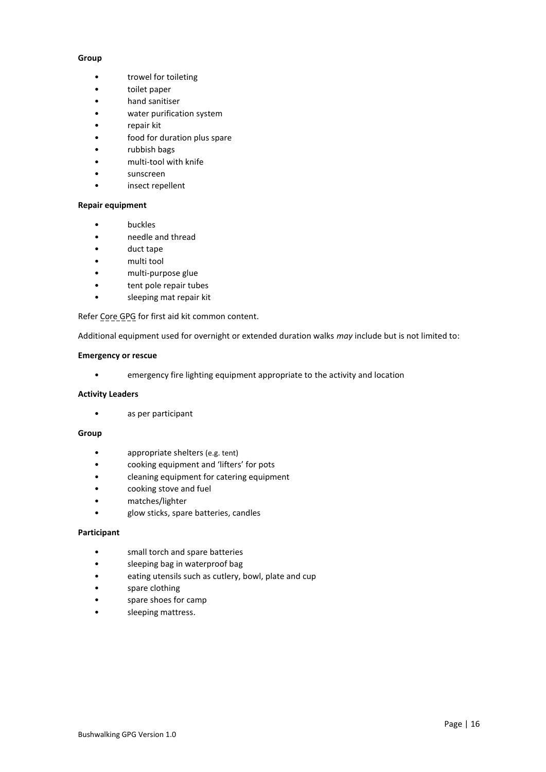**Group**

- trowel for toileting
- toilet paper
- hand sanitiser
- water purification system
- repair kit
- food for duration plus spare
- rubbish bags
- multi-tool with knife
- sunscreen
- insect repellent

**Repair equipment**

- buckles
- needle and thread
- duct tape
- multi tool
- multi-purpose glue
- tent pole repair tubes
- sleeping mat repair kit

Refer Core GPG for first aid kit common content.

Additional equipment used for overnight or extended duration walks *may* include but is not limited to:

**Emergency or rescue**

- emergency fire lighting equipment appropriate to the activity and location

**Activity Leaders**

- as per participant

**Group**

- appropriate shelters (e.g. tent)
- cooking equipment and 'lifters' for pots
- cleaning equipment for catering equipment
- cooking stove and fuel
- matches/lighter
- glow sticks, spare batteries, candles

**Participant**

- small torch and spare batteries
- sleeping bag in waterproof bag
- eating utensils such as cutlery, bowl, plate and cup
- spare clothing
- spare shoes for camp
- sleeping mattress.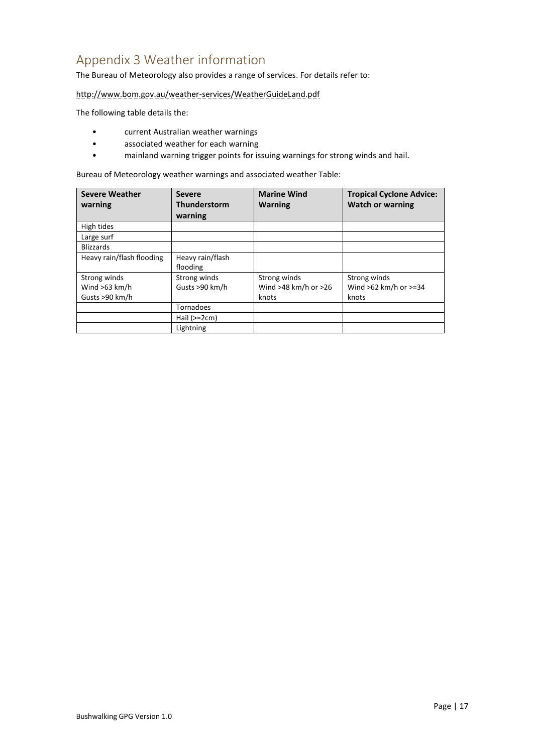# Appendix 3 Weather information

The Bureau of Meteorology also provides a range of services. For details refer to:

http://www.bom.gov.au/weather-services/WeatherGuideLand.pdf

The following table details the:

- current Australian weather warnings
- associated weather for each warning
- mainland warning trigger points for issuing warnings for strong winds and hail.

Bureau of Meteorology weather warnings and associated weather Table:

| Severe Weather warning | Severe Thunderstorm warning | Marine Wind Warning | Tropical Cyclone Advice: Watch or warning |
|---|---|---|---|
| High tides | | | |
| Large surf | | | |
| Blizzards | | | |
| Heavy rain/flash flooding | Heavy rain/flash flooding | | |
| Strong winds<br>Wind >63 km/h<br>Gusts >90 km/h | Strong winds<br>Gusts >90 km/h | Strong winds<br>Wind >48 km/h or >26 knots | Strong winds<br>Wind >62 km/h or >=34 knots |
| | Tornadoes | | |
| | Hail (>=2cm) | | |
| | Lightning | | |

Bushwalking GPG Version 1.0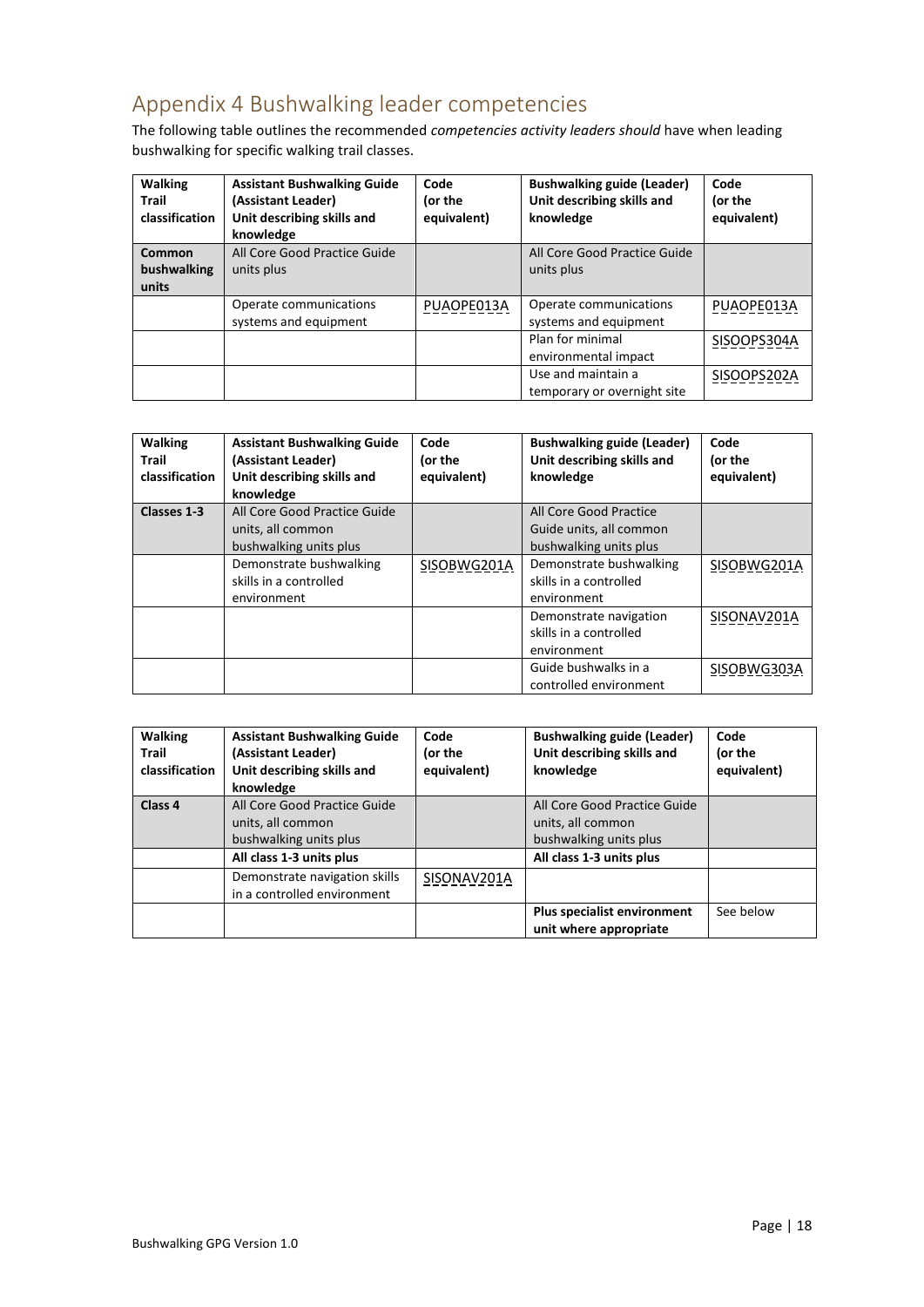## Appendix 4 Bushwalking leader competencies

The following table outlines the recommended *competencies activity leaders should* have when leading bushwalking for specific walking trail classes.

| **Walking Trail classification** | **Assistant Bushwalking Guide (Assistant Leader) Unit describing skills and knowledge** | **Code (or the equivalent)** | **Bushwalking guide (Leader) Unit describing skills and knowledge** | **Code (or the equivalent)** |
|---|---|---|---|---|
| **Common bushwalking units** | All Core Good Practice Guide units plus | | All Core Good Practice Guide units plus | |
| | Operate communications systems and equipment | PUAOPE013A | Operate communications systems and equipment | PUAOPE013A |
| | | | Plan for minimal environmental impact | SISOOPS304A |
| | | | Use and maintain a temporary or overnight site | SISOOPS202A |

| **Walking Trail classification** | **Assistant Bushwalking Guide (Assistant Leader) Unit describing skills and knowledge** | **Code (or the equivalent)** | **Bushwalking guide (Leader) Unit describing skills and knowledge** | **Code (or the equivalent)** |
|---|---|---|---|---|
| **Classes 1-3** | All Core Good Practice Guide units, all common bushwalking units plus | | All Core Good Practice Guide units, all common bushwalking units plus | |
| | Demonstrate bushwalking skills in a controlled environment | SISOBWG201A | Demonstrate bushwalking skills in a controlled environment | SISOBWG201A |
| | | | Demonstrate navigation skills in a controlled environment | SISONAV201A |
| | | | Guide bushwalks in a controlled environment | SISOBWG303A |

| **Walking Trail classification** | **Assistant Bushwalking Guide (Assistant Leader) Unit describing skills and knowledge** | **Code (or the equivalent)** | **Bushwalking guide (Leader) Unit describing skills and knowledge** | **Code (or the equivalent)** |
|---|---|---|---|---|
| **Class 4** | All Core Good Practice Guide units, all common bushwalking units plus | | All Core Good Practice Guide units, all common bushwalking units plus | |
| | **All class 1-3 units plus** | | **All class 1-3 units plus** | |
| | Demonstrate navigation skills in a controlled environment | SISONAV201A | | |
| | | | **Plus specialist environment unit where appropriate** | See below |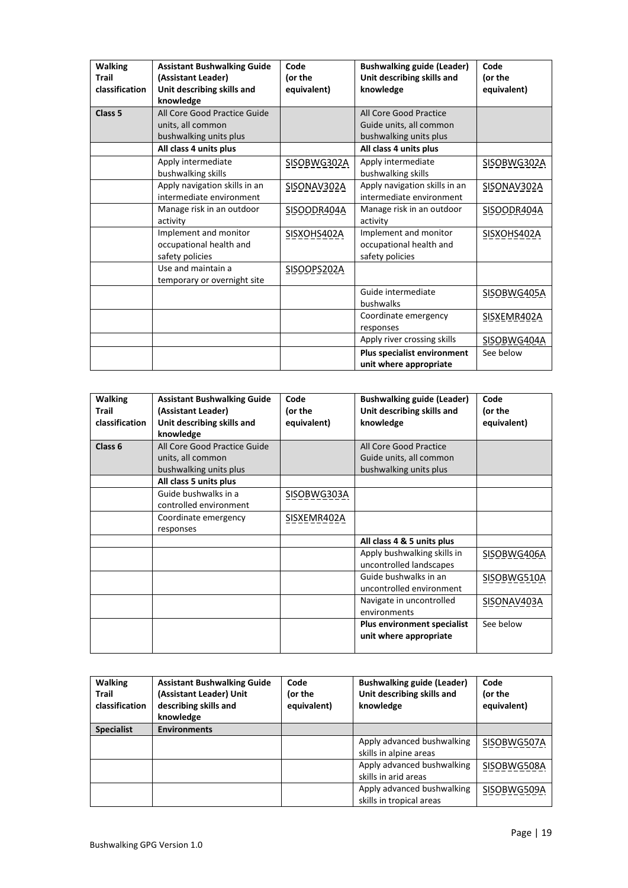| Walking Trail classification | Assistant Bushwalking Guide (Assistant Leader) Unit describing skills and knowledge | Code (or the equivalent) | Bushwalking guide (Leader) Unit describing skills and knowledge | Code (or the equivalent) |
|---|---|---|---|---|
| **Class 5** | All Core Good Practice Guide units, all common bushwalking units plus | | All Core Good Practice Guide units, all common bushwalking units plus | |
| | **All class 4 units plus** | | **All class 4 units plus** | |
| | Apply intermediate bushwalking skills | SISOBWG302A | Apply intermediate bushwalking skills | SISOBWG302A |
| | Apply navigation skills in an intermediate environment | SISONAV302A | Apply navigation skills in an intermediate environment | SISONAV302A |
| | Manage risk in an outdoor activity | SISOODR404A | Manage risk in an outdoor activity | SISOODR404A |
| | Implement and monitor occupational health and safety policies | SISXOHS402A | Implement and monitor occupational health and safety policies | SISXOHS402A |
| | Use and maintain a temporary or overnight site | SISOOPS202A | | |
| | | | Guide intermediate bushwalks | SISOBWG405A |
| | | | Coordinate emergency responses | SISXEMR402A |
| | | | Apply river crossing skills | SISOBWG404A |
| | | | **Plus specialist environment unit where appropriate** | See below |

| Walking Trail classification | Assistant Bushwalking Guide (Assistant Leader) Unit describing skills and knowledge | Code (or the equivalent) | Bushwalking guide (Leader) Unit describing skills and knowledge | Code (or the equivalent) |
|---|---|---|---|---|
| **Class 6** | All Core Good Practice Guide units, all common bushwalking units plus | | All Core Good Practice Guide units, all common bushwalking units plus | |
| | **All class 5 units plus** | | | |
| | Guide bushwalks in a controlled environment | SISOBWG303A | | |
| | Coordinate emergency responses | SISXEMR402A | | |
| | | | **All class 4 & 5 units plus** | |
| | | | Apply bushwalking skills in uncontrolled landscapes | SISOBWG406A |
| | | | Guide bushwalks in an uncontrolled environment | SISOBWG510A |
| | | | Navigate in uncontrolled environments | SISONAV403A |
| | | | **Plus environment specialist unit where appropriate** | See below |

| Walking Trail classification | Assistant Bushwalking Guide (Assistant Leader) Unit describing skills and knowledge | Code (or the equivalent) | Bushwalking guide (Leader) Unit describing skills and knowledge | Code (or the equivalent) |
|---|---|---|---|---|
| **Specialist** | **Environments** | | | |
| | | | Apply advanced bushwalking skills in alpine areas | SISOBWG507A |
| | | | Apply advanced bushwalking skills in arid areas | SISOBWG508A |
| | | | Apply advanced bushwalking skills in tropical areas | SISOBWG509A |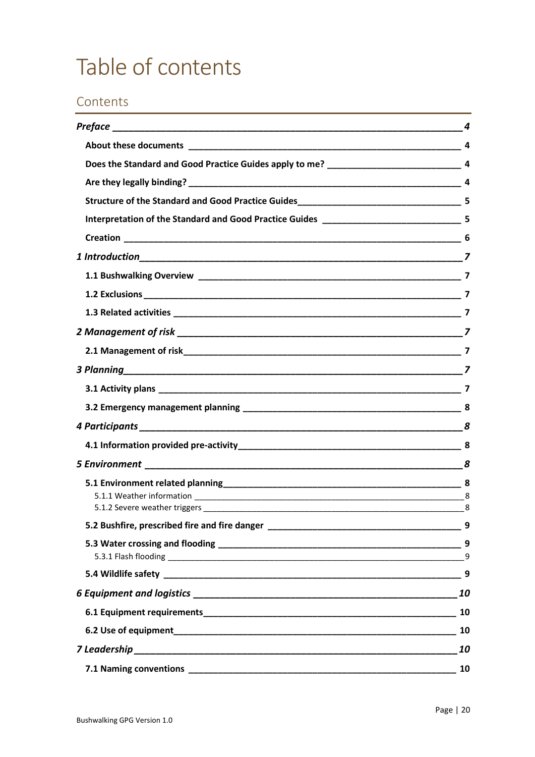# Table of contents

## Contents

| | |
|---|---|
| ***Preface*** | ***4*** |
| **About these documents** | **4** |
| **Does the Standard and Good Practice Guides apply to me?** | **4** |
| **Are they legally binding?** | **4** |
| **Structure of the Standard and Good Practice Guides** | **5** |
| **Interpretation of the Standard and Good Practice Guides** | **5** |
| **Creation** | **6** |
| ***1 Introduction*** | ***7*** |
| **1.1 Bushwalking Overview** | **7** |
| **1.2 Exclusions** | **7** |
| **1.3 Related activities** | **7** |
| ***2 Management of risk*** | ***7*** |
| **2.1 Management of risk** | **7** |
| ***3 Planning*** | ***7*** |
| **3.1 Activity plans** | **7** |
| **3.2 Emergency management planning** | **8** |
| ***4 Participants*** | ***8*** |
| **4.1 Information provided pre-activity** | **8** |
| ***5 Environment*** | ***8*** |
| **5.1 Environment related planning** | **8** |
| 5.1.1 Weather information | 8 |
| 5.1.2 Severe weather triggers | 8 |
| **5.2 Bushfire, prescribed fire and fire danger** | **9** |
| **5.3 Water crossing and flooding** | **9** |
| 5.3.1 Flash flooding | 9 |
| **5.4 Wildlife safety** | **9** |
| ***6 Equipment and logistics*** | ***10*** |
| **6.1 Equipment requirements** | **10** |
| **6.2 Use of equipment** | **10** |
| ***7 Leadership*** | ***10*** |
| **7.1 Naming conventions** | **10** |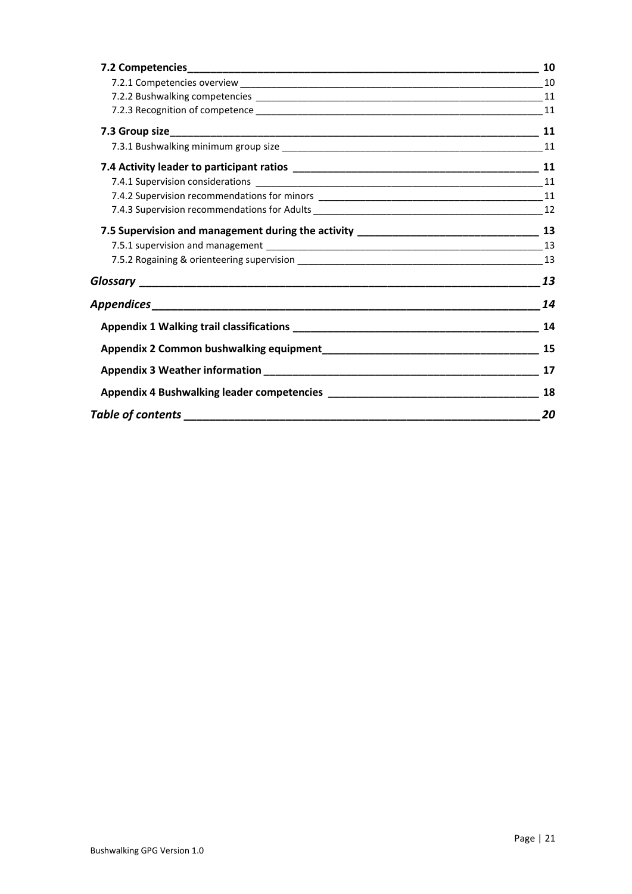**7.2 Competencies ____ 10**

7.2.1 Competencies overview ____ 10

7.2.2 Bushwalking competencies ____ 11

7.2.3 Recognition of competence ____ 11

**7.3 Group size ____ 11**

7.3.1 Bushwalking minimum group size ____ 11

**7.4 Activity leader to participant ratios ____ 11**

7.4.1 Supervision considerations ____ 11

7.4.2 Supervision recommendations for minors ____ 11

7.4.3 Supervision recommendations for Adults ____ 12

**7.5 Supervision and management during the activity ____ 13**

7.5.1 supervision and management ____ 13

7.5.2 Rogaining & orienteering supervision ____ 13

***Glossary ____ 13***

***Appendices ____ 14***

**Appendix 1 Walking trail classifications ____ 14**

**Appendix 2 Common bushwalking equipment ____ 15**

**Appendix 3 Weather information ____ 17**

**Appendix 4 Bushwalking leader competencies ____ 18**

***Table of contents ____ 20***

Bushwalking GPG Version 1.0